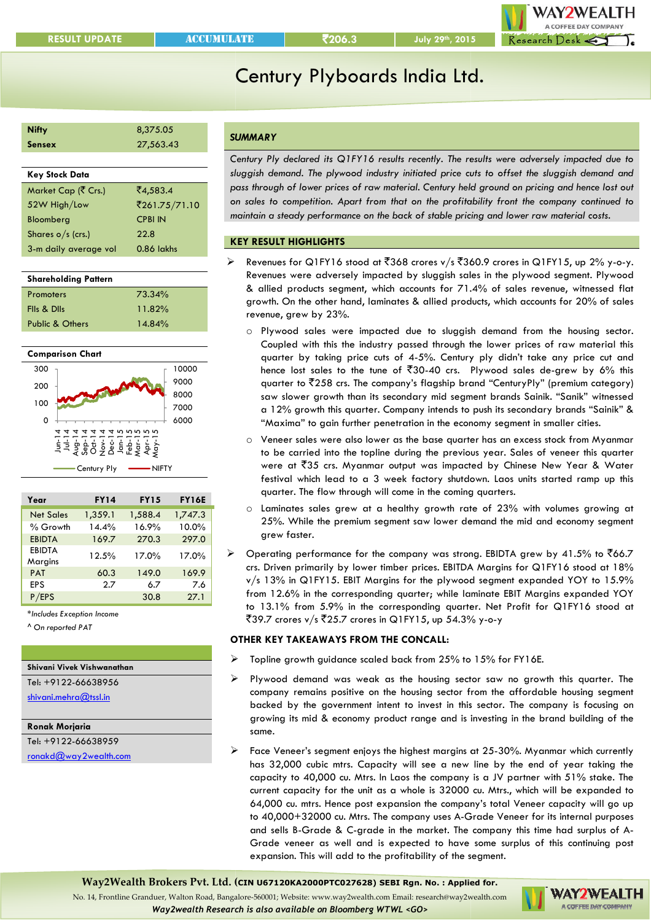RESULT UPDATE | ACCUMULATE | ₹206.3 | July 29th, 2015

# Century Plyboards India Ltd.

| | |
|---|---|
| **Nifty** | 8,375.05 |
| **Sensex** | 27,563.43 |

| **Key Stock Data** | |
|---|---|
| Market Cap (₹ Crs.) | ₹4,583.4 |
| 52W High/Low | ₹261.75/71.10 |
| Bloomberg | CPBI IN |
| Shares o/s (crs.) | 22.8 |
| 3-m daily average vol | 0.86 lakhs |

| **Shareholding Pattern** | |
|---|---|
| Promoters | 73.34% |
| FIIs & DIIs | 11.82% |
| Public & Others | 14.84% |

**Comparison Chart**

(Century Ply vs NIFTY, Jun-14 to May-15)

| Year | FY14 | FY15 | FY16E |
|---|---|---|---|
| Net Sales | 1,359.1 | 1,588.4 | 1,747.3 |
| % Growth | 14.4% | 16.9% | 10.0% |
| EBIDTA | 169.7 | 270.3 | 297.0 |
| EBIDTA Margins | 12.5% | 17.0% | 17.0% |
| PAT | 60.3 | 149.0 | 169.9 |
| EPS | 2.7 | 6.7 | 7.6 |
| P/EPS | | 30.8 | 27.1 |

*Includes Exception Income

^ On reported PAT

**Shivani Vivek Vishwanathan**
Tel: +9122-66638956
shivani.mehra@tssl.in

**Ronak Morjaria**
Tel: +9122-66638959
ronakd@way2wealth.com

## SUMMARY

*Century Ply declared its Q1FY16 results recently. The results were adversely impacted due to sluggish demand. The plywood industry initiated price cuts to offset the sluggish demand and pass through of lower prices of raw material. Century held ground on pricing and hence lost out on sales to competition. Apart from that on the profitability front the company continued to maintain a steady performance on the back of stable pricing and lower raw material costs.*

## KEY RESULT HIGHLIGHTS

- Revenues for Q1FY16 stood at ₹368 crores v/s ₹360.9 crores in Q1FY15, up 2% y-o-y. Revenues were adversely impacted by sluggish sales in the plywood segment. Plywood & allied products segment, which accounts for 71.4% of sales revenue, witnessed flat growth. On the other hand, laminates & allied products, which accounts for 20% of sales revenue, grew by 23%.
  - Plywood sales were impacted due to sluggish demand from the housing sector. Coupled with this the industry passed through the lower prices of raw material this quarter by taking price cuts of 4-5%. Century ply didn't take any price cut and hence lost sales to the tune of ₹30-40 crs. Plywood sales de-grew by 6% this quarter to ₹258 crs. The company's flagship brand "CenturyPly" (premium category) saw slower growth than its secondary mid segment brands Sainik. "Sanik" witnessed a 12% growth this quarter. Company intends to push its secondary brands "Sainik" & "Maxima" to gain further penetration in the economy segment in smaller cities.
  - Veneer sales were also lower as the base quarter has an excess stock from Myanmar to be carried into the topline during the previous year. Sales of veneer this quarter were at ₹35 crs. Myanmar output was impacted by Chinese New Year & Water festival which lead to a 3 week factory shutdown. Laos units started ramp up this quarter. The flow through will come in the coming quarters.
  - Laminates sales grew at a healthy growth rate of 23% with volumes growing at 25%. While the premium segment saw lower demand the mid and economy segment grew faster.
- Operating performance for the company was strong. EBIDTA grew by 41.5% to ₹66.7 crs. Driven primarily by lower timber prices. EBITDA Margins for Q1FY16 stood at 18% v/s 13% in Q1FY15. EBIT Margins for the plywood segment expanded YOY to 15.9% from 12.6% in the corresponding quarter; while laminate EBIT Margins expanded YOY to 13.1% from 5.9% in the corresponding quarter. Net Profit for Q1FY16 stood at ₹39.7 crores v/s ₹25.7 crores in Q1FY15, up 54.3% y-o-y

### OTHER KEY TAKEAWAYS FROM THE CONCALL:

- Topline growth guidance scaled back from 25% to 15% for FY16E.
- Plywood demand was weak as the housing sector saw no growth this quarter. The company remains positive on the housing sector from the affordable housing segment backed by the government intent to invest in this sector. The company is focusing on growing its mid & economy product range and is investing in the brand building of the same.
- Face Veneer's segment enjoys the highest margins at 25-30%. Myanmar which currently has 32,000 cubic mtrs. Capacity will see a new line by the end of year taking the capacity to 40,000 cu. Mtrs. In Laos the company is a JV partner with 51% stake. The current capacity for the unit as a whole is 32000 cu. Mtrs., which will be expanded to 64,000 cu. mtrs. Hence post expansion the company's total Veneer capacity will go up to 40,000+32000 cu. Mtrs. The company uses A-Grade Veneer for its internal purposes and sells B-Grade & C-grade in the market. The company this time had surplus of A-Grade veneer as well and is expected to have some surplus of this continuing post expansion. This will add to the profitability of the segment.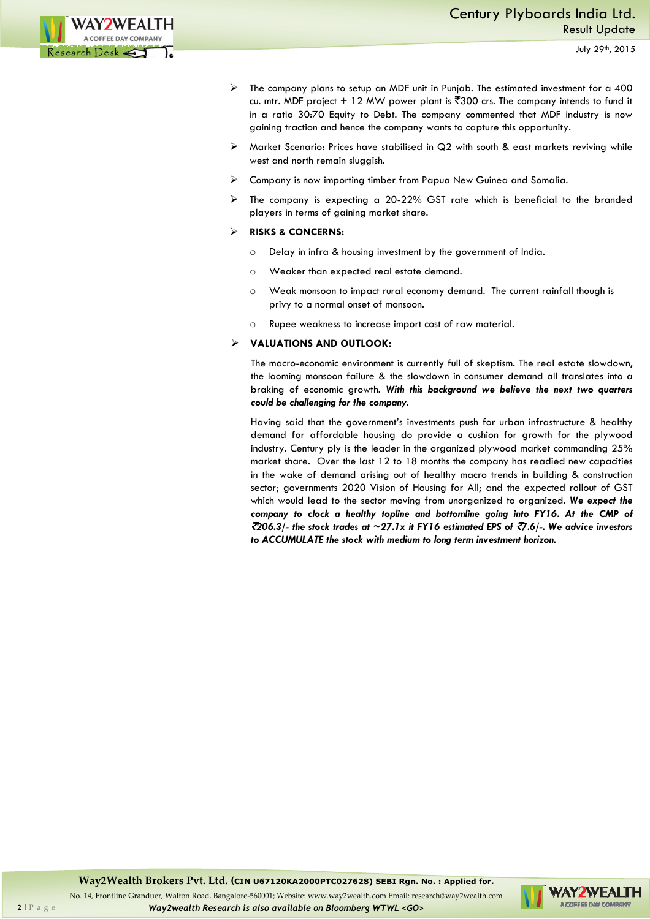- The company plans to setup an MDF unit in Punjab. The estimated investment for a 400 cu. mtr. MDF project + 12 MW power plant is ₹300 crs. The company intends to fund it in a ratio 30:70 Equity to Debt. The company commented that MDF industry is now gaining traction and hence the company wants to capture this opportunity.
- Market Scenario: Prices have stabilised in Q2 with south & east markets reviving while west and north remain sluggish.
- Company is now importing timber from Papua New Guinea and Somalia.
- The company is expecting a 20-22% GST rate which is beneficial to the branded players in terms of gaining market share.
- **RISKS & CONCERNS:**
    - Delay in infra & housing investment by the government of India.
    - Weaker than expected real estate demand.
    - Weak monsoon to impact rural economy demand. The current rainfall though is privy to a normal onset of monsoon.
    - Rupee weakness to increase import cost of raw material.
- **VALUATIONS AND OUTLOOK:**

  The macro-economic environment is currently full of skeptism. The real estate slowdown, the looming monsoon failure & the slowdown in consumer demand all translates into a braking of economic growth. ***With this background we believe the next two quarters could be challenging for the company.***

  Having said that the government's investments push for urban infrastructure & healthy demand for affordable housing do provide a cushion for growth for the plywood industry. Century ply is the leader in the organized plywood market commanding 25% market share. Over the last 12 to 18 months the company has readied new capacities in the wake of demand arising out of healthy macro trends in building & construction sector; governments 2020 Vision of Housing for All; and the expected rollout of GST which would lead to the sector moving from unorganized to organized. ***We expect the company to clock a healthy topline and bottomline going into FY16. At the CMP of ₹206.3/- the stock trades at ~27.1x it FY16 estimated EPS of ₹7.6/-. We advice investors to ACCUMULATE the stock with medium to long term investment horizon.***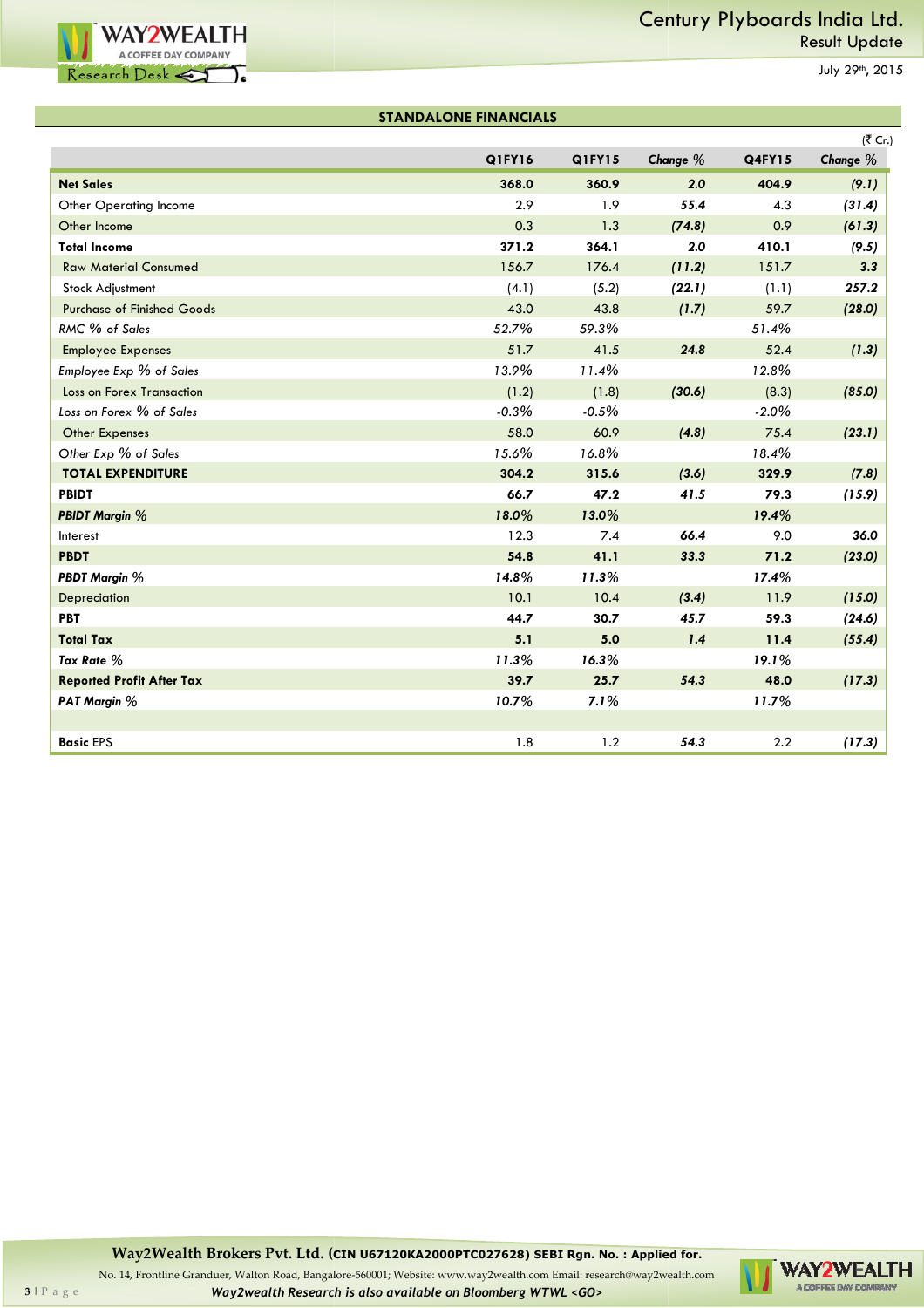## STANDALONE FINANCIALS

(₹ Cr.)

| | Q1FY16 | Q1FY15 | *Change %* | Q4FY15 | *Change %* |
|---|---|---|---|---|---|
| **Net Sales** | **368.0** | **360.9** | ***2.0*** | **404.9** | ***(9.1)*** |
| Other Operating Income | 2.9 | 1.9 | ***55.4*** | 4.3 | ***(31.4)*** |
| Other Income | 0.3 | 1.3 | ***(74.8)*** | 0.9 | ***(61.3)*** |
| **Total Income** | **371.2** | **364.1** | ***2.0*** | **410.1** | ***(9.5)*** |
| Raw Material Consumed | 156.7 | 176.4 | ***(11.2)*** | 151.7 | ***3.3*** |
| Stock Adjustment | (4.1) | (5.2) | ***(22.1)*** | (1.1) | ***257.2*** |
| Purchase of Finished Goods | 43.0 | 43.8 | ***(1.7)*** | 59.7 | ***(28.0)*** |
| *RMC % of Sales* | *52.7%* | *59.3%* | | *51.4%* | |
| Employee Expenses | 51.7 | 41.5 | ***24.8*** | 52.4 | ***(1.3)*** |
| *Employee Exp % of Sales* | *13.9%* | *11.4%* | | *12.8%* | |
| Loss on Forex Transaction | (1.2) | (1.8) | ***(30.6)*** | (8.3) | ***(85.0)*** |
| *Loss on Forex % of Sales* | *-0.3%* | *-0.5%* | | *-2.0%* | |
| Other Expenses | 58.0 | 60.9 | ***(4.8)*** | 75.4 | ***(23.1)*** |
| *Other Exp % of Sales* | *15.6%* | *16.8%* | | *18.4%* | |
| **TOTAL EXPENDITURE** | **304.2** | **315.6** | ***(3.6)*** | **329.9** | ***(7.8)*** |
| **PBIDT** | **66.7** | **47.2** | ***41.5*** | **79.3** | ***(15.9)*** |
| ***PBIDT Margin %*** | ***18.0%*** | ***13.0%*** | | ***19.4%*** | |
| Interest | 12.3 | 7.4 | ***66.4*** | 9.0 | ***36.0*** |
| **PBDT** | **54.8** | **41.1** | ***33.3*** | **71.2** | ***(23.0)*** |
| ***PBDT Margin %*** | ***14.8%*** | ***11.3%*** | | ***17.4%*** | |
| Depreciation | 10.1 | 10.4 | ***(3.4)*** | 11.9 | ***(15.0)*** |
| **PBT** | **44.7** | **30.7** | ***45.7*** | **59.3** | ***(24.6)*** |
| **Total Tax** | **5.1** | **5.0** | ***1.4*** | **11.4** | ***(55.4)*** |
| ***Tax Rate %*** | ***11.3%*** | ***16.3%*** | | ***19.1%*** | |
| **Reported Profit After Tax** | **39.7** | **25.7** | ***54.3*** | **48.0** | ***(17.3)*** |
| ***PAT Margin %*** | ***10.7%*** | ***7.1%*** | | ***11.7%*** | |
| | | | | | |
| **Basic** EPS | 1.8 | 1.2 | ***54.3*** | 2.2 | ***(17.3)*** |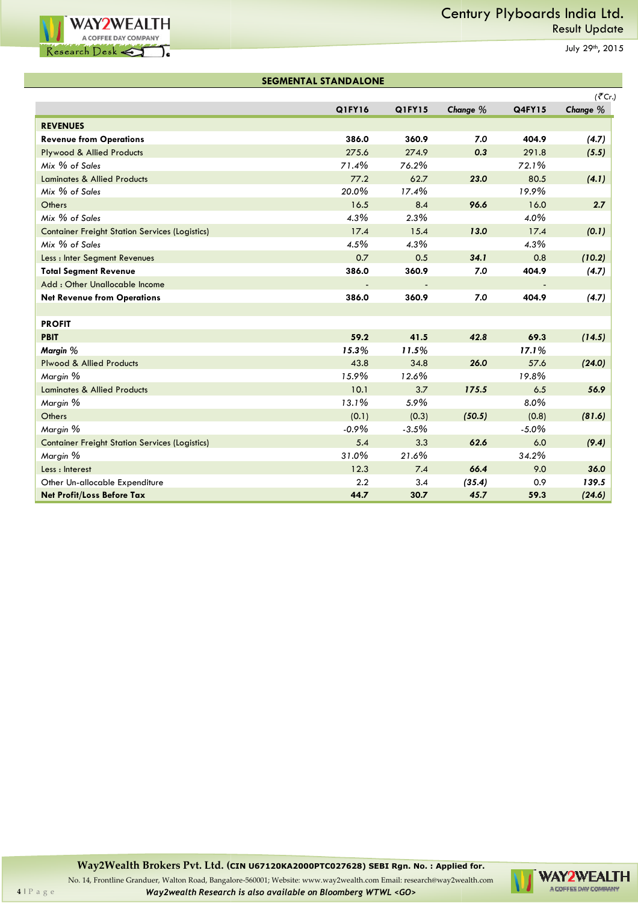## SEGMENTAL STANDALONE

(₹Cr.)

| | Q1FY16 | Q1FY15 | *Change %* | Q4FY15 | *Change %* |
|---|---|---|---|---|---|
| **REVENUES** | | | | | |
| **Revenue from Operations** | **386.0** | **360.9** | ***7.0*** | **404.9** | ***(4.7)*** |
| Plywood & Allied Products | 275.6 | 274.9 | ***0.3*** | 291.8 | ***(5.5)*** |
| *Mix % of Sales* | *71.4%* | *76.2%* | | *72.1%* | |
| Laminates & Allied Products | 77.2 | 62.7 | ***23.0*** | 80.5 | ***(4.1)*** |
| *Mix % of Sales* | *20.0%* | *17.4%* | | *19.9%* | |
| Others | 16.5 | 8.4 | ***96.6*** | 16.0 | ***2.7*** |
| *Mix % of Sales* | *4.3%* | *2.3%* | | *4.0%* | |
| Container Freight Station Services (Logistics) | 17.4 | 15.4 | ***13.0*** | 17.4 | ***(0.1)*** |
| *Mix % of Sales* | *4.5%* | *4.3%* | | *4.3%* | |
| Less : Inter Segment Revenues | 0.7 | 0.5 | ***34.1*** | 0.8 | ***(10.2)*** |
| **Total Segment Revenue** | **386.0** | **360.9** | ***7.0*** | **404.9** | ***(4.7)*** |
| Add : Other Unallocable Income | - | - | | - | |
| **Net Revenue from Operations** | **386.0** | **360.9** | ***7.0*** | **404.9** | ***(4.7)*** |
| | | | | | |
| **PROFIT** | | | | | |
| **PBIT** | **59.2** | **41.5** | ***42.8*** | **69.3** | ***(14.5)*** |
| ***Margin %*** | ***15.3%*** | ***11.5%*** | | ***17.1%*** | |
| Plwood & Allied Products | 43.8 | 34.8 | ***26.0*** | 57.6 | ***(24.0)*** |
| *Margin %* | *15.9%* | *12.6%* | | *19.8%* | |
| Laminates & Allied Products | 10.1 | 3.7 | ***175.5*** | 6.5 | ***56.9*** |
| *Margin %* | *13.1%* | *5.9%* | | *8.0%* | |
| Others | (0.1) | (0.3) | ***(50.5)*** | (0.8) | ***(81.6)*** |
| *Margin %* | *-0.9%* | *-3.5%* | | *-5.0%* | |
| Container Freight Station Services (Logistics) | 5.4 | 3.3 | ***62.6*** | 6.0 | ***(9.4)*** |
| *Margin %* | *31.0%* | *21.6%* | | *34.2%* | |
| Less : Interest | 12.3 | 7.4 | ***66.4*** | 9.0 | ***36.0*** |
| Other Un-allocable Expenditure | 2.2 | 3.4 | ***(35.4)*** | 0.9 | ***139.5*** |
| **Net Profit/Loss Before Tax** | **44.7** | **30.7** | ***45.7*** | **59.3** | ***(24.6)*** |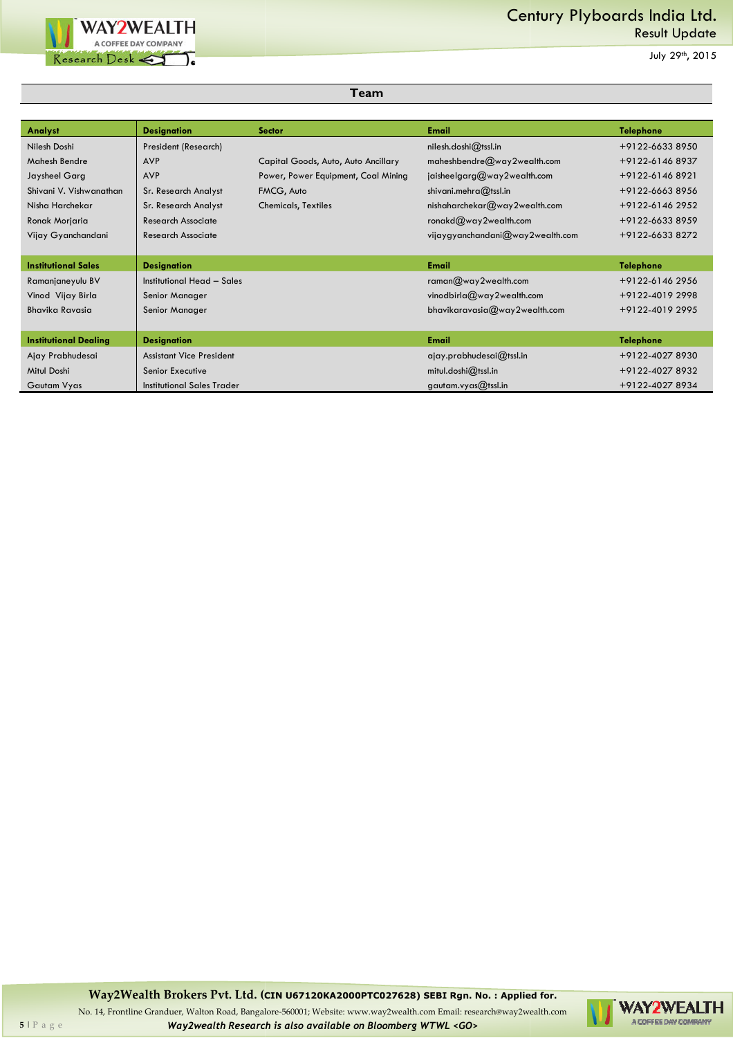## Team

| Analyst | Designation | Sector | Email | Telephone |
|---|---|---|---|---|
| Nilesh Doshi | President (Research) | | nilesh.doshi@tssl.in | +9122-6633 8950 |
| Mahesh Bendre | AVP | Capital Goods, Auto, Auto Ancillary | maheshbendre@way2wealth.com | +9122-6146 8937 |
| Jaysheel Garg | AVP | Power, Power Equipment, Coal Mining | jaisheelgarg@way2wealth.com | +9122-6146 8921 |
| Shivani V. Vishwanathan | Sr. Research Analyst | FMCG, Auto | shivani.mehra@tssl.in | +9122-6663 8956 |
| Nisha Harchekar | Sr. Research Analyst | Chemicals, Textiles | nishaharchekar@way2wealth.com | +9122-6146 2952 |
| Ronak Morjaria | Research Associate | | ronakd@way2wealth.com | +9122-6633 8959 |
| Vijay Gyanchandani | Research Associate | | vijaygyanchandani@way2wealth.com | +9122-6633 8272 |

| Institutional Sales | Designation | Email | Telephone |
|---|---|---|---|
| Ramanjaneyulu BV | Institutional Head – Sales | raman@way2wealth.com | +9122-6146 2956 |
| Vinod Vijay Birla | Senior Manager | vinodbirla@way2wealth.com | +9122-4019 2998 |
| Bhavika Ravasia | Senior Manager | bhavikaravasia@way2wealth.com | +9122-4019 2995 |

| Institutional Dealing | Designation | Email | Telephone |
|---|---|---|---|
| Ajay Prabhudesai | Assistant Vice President | ajay.prabhudesai@tssl.in | +9122-4027 8930 |
| Mitul Doshi | Senior Executive | mitul.doshi@tssl.in | +9122-4027 8932 |
| Gautam Vyas | Institutional Sales Trader | gautam.vyas@tssl.in | +9122-4027 8934 |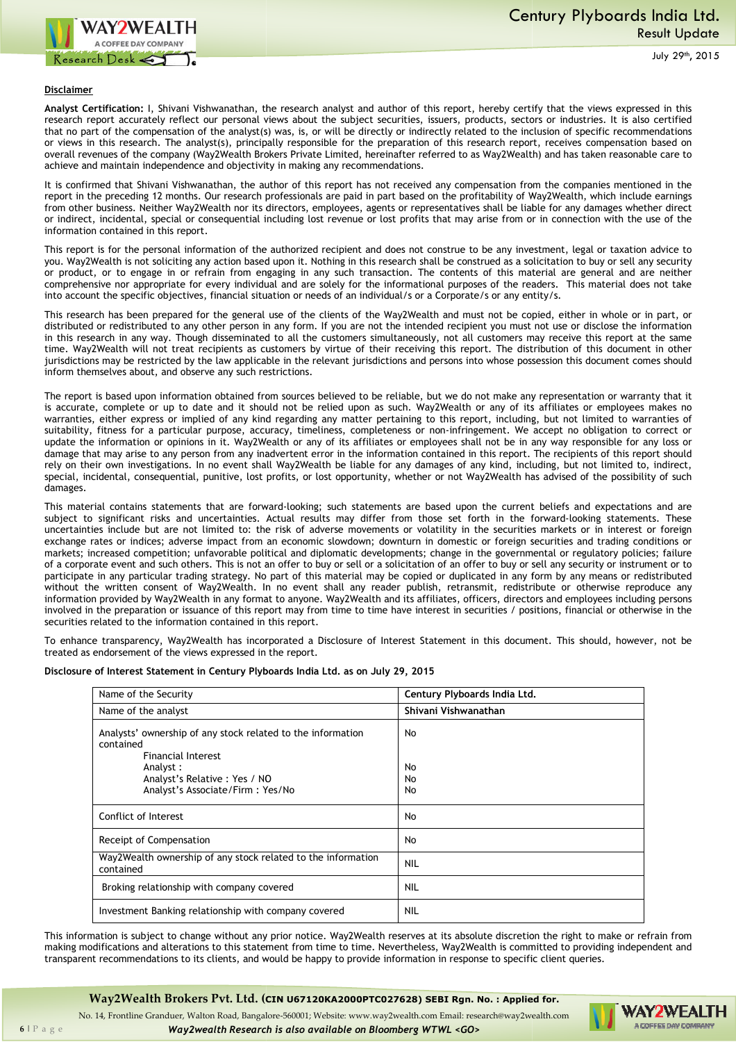## Disclaimer

**Analyst Certification:** I, Shivani Vishwanathan, the research analyst and author of this report, hereby certify that the views expressed in this research report accurately reflect our personal views about the subject securities, issuers, products, sectors or industries. It is also certified that no part of the compensation of the analyst(s) was, is, or will be directly or indirectly related to the inclusion of specific recommendations or views in this research. The analyst(s), principally responsible for the preparation of this research report, receives compensation based on overall revenues of the company (Way2Wealth Brokers Private Limited, hereinafter referred to as Way2Wealth) and has taken reasonable care to achieve and maintain independence and objectivity in making any recommendations.

It is confirmed that Shivani Vishwanathan, the author of this report has not received any compensation from the companies mentioned in the report in the preceding 12 months. Our research professionals are paid in part based on the profitability of Way2Wealth, which include earnings from other business. Neither Way2Wealth nor its directors, employees, agents or representatives shall be liable for any damages whether direct or indirect, incidental, special or consequential including lost revenue or lost profits that may arise from or in connection with the use of the information contained in this report.

This report is for the personal information of the authorized recipient and does not construe to be any investment, legal or taxation advice to you. Way2Wealth is not soliciting any action based upon it. Nothing in this research shall be construed as a solicitation to buy or sell any security or product, or to engage in or refrain from engaging in any such transaction. The contents of this material are general and are neither comprehensive nor appropriate for every individual and are solely for the informational purposes of the readers. This material does not take into account the specific objectives, financial situation or needs of an individual/s or a Corporate/s or any entity/s.

This research has been prepared for the general use of the clients of the Way2Wealth and must not be copied, either in whole or in part, or distributed or redistributed to any other person in any form. If you are not the intended recipient you must not use or disclose the information in this research in any way. Though disseminated to all the customers simultaneously, not all customers may receive this report at the same time. Way2Wealth will not treat recipients as customers by virtue of their receiving this report. The distribution of this document in other jurisdictions may be restricted by the law applicable in the relevant jurisdictions and persons into whose possession this document comes should inform themselves about, and observe any such restrictions.

The report is based upon information obtained from sources believed to be reliable, but we do not make any representation or warranty that it is accurate, complete or up to date and it should not be relied upon as such. Way2Wealth or any of its affiliates or employees makes no warranties, either express or implied of any kind regarding any matter pertaining to this report, including, but not limited to warranties of suitability, fitness for a particular purpose, accuracy, timeliness, completeness or non-infringement. We accept no obligation to correct or update the information or opinions in it. Way2Wealth or any of its affiliates or employees shall not be in any way responsible for any loss or damage that may arise to any person from any inadvertent error in the information contained in this report. The recipients of this report should rely on their own investigations. In no event shall Way2Wealth be liable for any damages of any kind, including, but not limited to, indirect, special, incidental, consequential, punitive, lost profits, or lost opportunity, whether or not Way2Wealth has advised of the possibility of such damages.

This material contains statements that are forward-looking; such statements are based upon the current beliefs and expectations and are subject to significant risks and uncertainties. Actual results may differ from those set forth in the forward-looking statements. These uncertainties include but are not limited to: the risk of adverse movements or volatility in the securities markets or in interest or foreign exchange rates or indices; adverse impact from an economic slowdown; downturn in domestic or foreign securities and trading conditions or markets; increased competition; unfavorable political and diplomatic developments; change in the governmental or regulatory policies; failure of a corporate event and such others. This is not an offer to buy or sell or a solicitation of an offer to buy or sell any security or instrument or to participate in any particular trading strategy. No part of this material may be copied or duplicated in any form by any means or redistributed without the written consent of Way2Wealth. In no event shall any reader publish, retransmit, redistribute or otherwise reproduce any information provided by Way2Wealth in any format to anyone. Way2Wealth and its affiliates, officers, directors and employees including persons involved in the preparation or issuance of this report may from time to time have interest in securities / positions, financial or otherwise in the securities related to the information contained in this report.

To enhance transparency, Way2Wealth has incorporated a Disclosure of Interest Statement in this document. This should, however, not be treated as endorsement of the views expressed in the report.

**Disclosure of Interest Statement in Century Plyboards India Ltd. as on July 29, 2015**

| | |
|---|---|
| Name of the Security | **Century Plyboards India Ltd.** |
| Name of the analyst | **Shivani Vishwanathan** |
| Analysts' ownership of any stock related to the information contained<br>Financial Interest<br>Analyst :<br>Analyst's Relative : Yes / NO<br>Analyst's Associate/Firm : Yes/No | No<br><br>No<br>No<br>No |
| Conflict of Interest | No |
| Receipt of Compensation | No |
| Way2Wealth ownership of any stock related to the information contained | NIL |
| Broking relationship with company covered | NIL |
| Investment Banking relationship with company covered | NIL |

This information is subject to change without any prior notice. Way2Wealth reserves at its absolute discretion the right to make or refrain from making modifications and alterations to this statement from time to time. Nevertheless, Way2Wealth is committed to providing independent and transparent recommendations to its clients, and would be happy to provide information in response to specific client queries.

**Way2Wealth Brokers Pvt. Ltd. (CIN U67120KA2000PTC027628) SEBI Rgn. No. : Applied for.**
No. 14, Frontline Granduer, Walton Road, Bangalore-560001; Website: www.way2wealth.com Email: research@way2wealth.com
*Way2wealth Research is also available on Bloomberg WTWL <GO>*